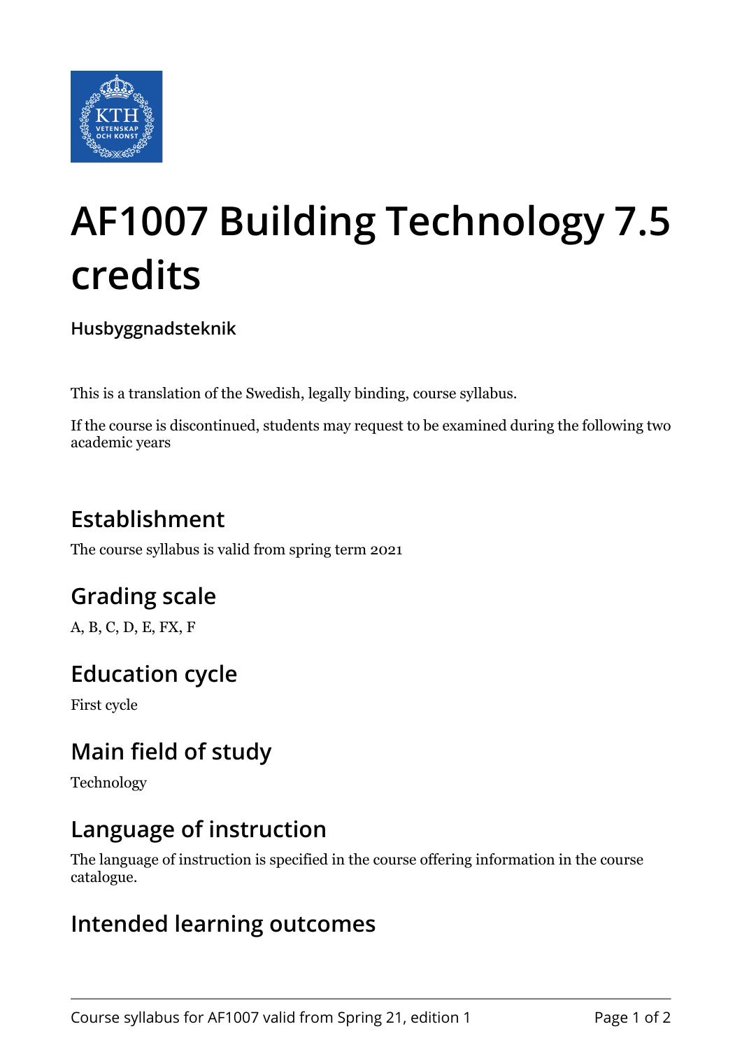# AF1007 Building Technology 7.5 credits

**Husbyggnadsteknik**

This is a translation of the Swedish, legally binding, course syllabus.

If the course is discontinued, students may request to be examined during the following two academic years

## Establishment

The course syllabus is valid from spring term 2021

## Grading scale

A, B, C, D, E, FX, F

## Education cycle

First cycle

## Main field of study

Technology

## Language of instruction

The language of instruction is specified in the course offering information in the course catalogue.

## Intended learning outcomes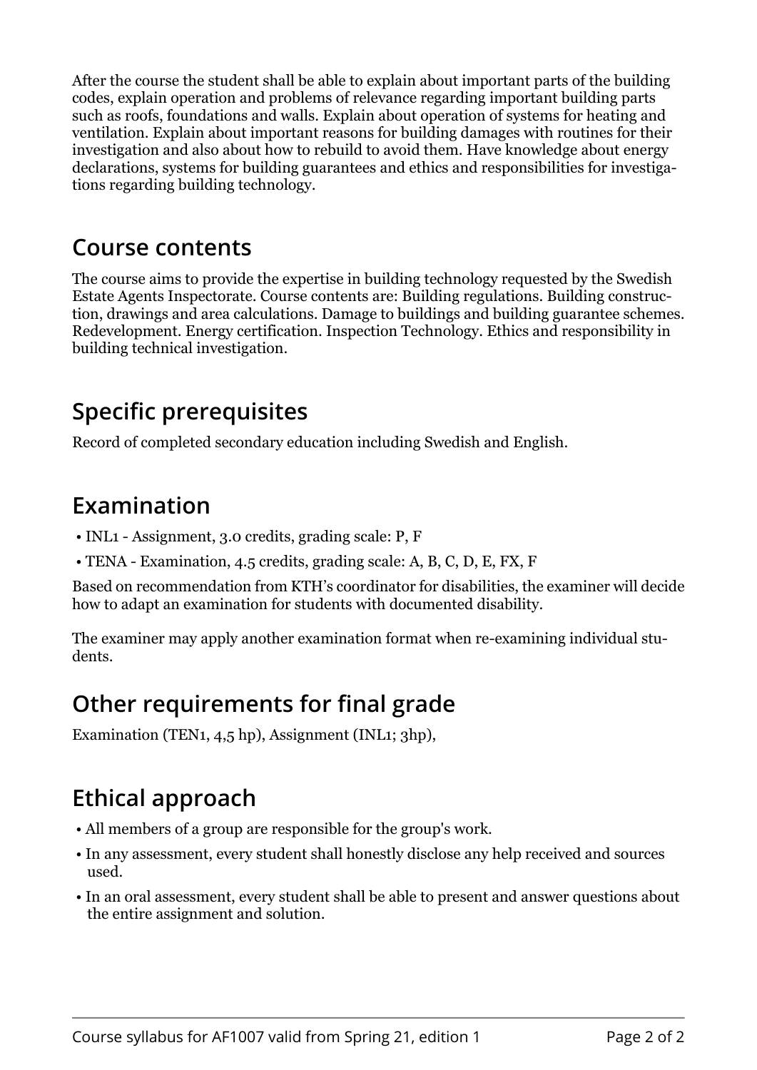After the course the student shall be able to explain about important parts of the building codes, explain operation and problems of relevance regarding important building parts such as roofs, foundations and walls. Explain about operation of systems for heating and ventilation. Explain about important reasons for building damages with routines for their investigation and also about how to rebuild to avoid them. Have knowledge about energy declarations, systems for building guarantees and ethics and responsibilities for investigations regarding building technology.

## Course contents

The course aims to provide the expertise in building technology requested by the Swedish Estate Agents Inspectorate. Course contents are: Building regulations. Building construction, drawings and area calculations. Damage to buildings and building guarantee schemes. Redevelopment. Energy certification. Inspection Technology. Ethics and responsibility in building technical investigation.

## Specific prerequisites

Record of completed secondary education including Swedish and English.

## Examination

- INL1 - Assignment, 3.0 credits, grading scale: P, F
- TENA - Examination, 4.5 credits, grading scale: A, B, C, D, E, FX, F

Based on recommendation from KTH's coordinator for disabilities, the examiner will decide how to adapt an examination for students with documented disability.

The examiner may apply another examination format when re-examining individual students.

## Other requirements for final grade

Examination (TEN1, 4,5 hp), Assignment (INL1; 3hp),

## Ethical approach

- All members of a group are responsible for the group's work.
- In any assessment, every student shall honestly disclose any help received and sources used.
- In an oral assessment, every student shall be able to present and answer questions about the entire assignment and solution.